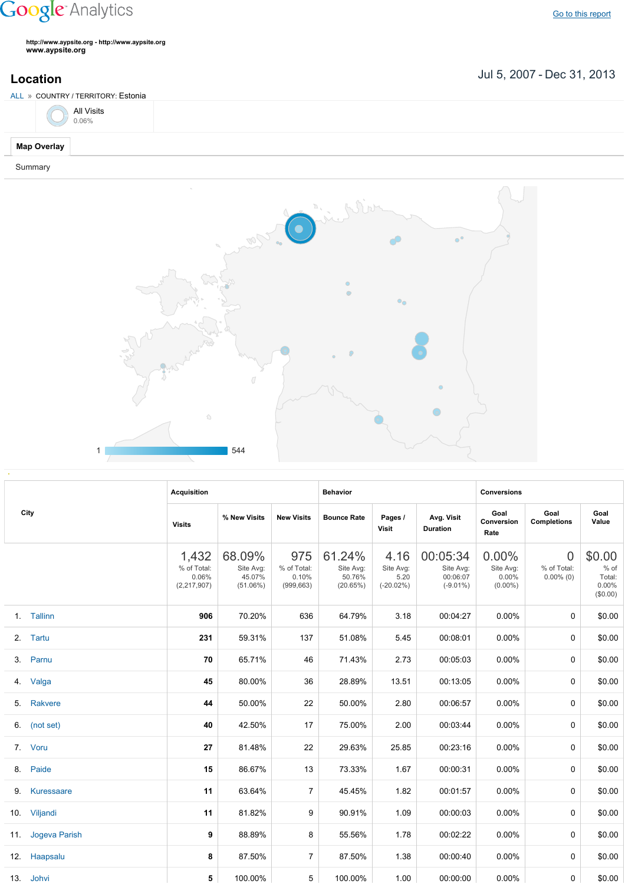Google Analytics

Go to this report

http://www.aypsite.org - http://www.aypsite.org
**www.aypsite.org**

## Location

Jul 5, 2007 - Dec 31, 2013

ALL » COUNTRY / TERRITORY: Estonia

All Visits
0.06%

**Map Overlay**

Summary

1 544

| City | Acquisition | | | Behavior | | | Conversions | | |
|---|---|---|---|---|---|---|---|---|---|
| | Visits | % New Visits | New Visits | Bounce Rate | Pages / Visit | Avg. Visit Duration | Goal Conversion Rate | Goal Completions | Goal Value |
| | 1,432 % of Total: 0.06% (2,217,907) | 68.09% Site Avg: 45.07% (51.06%) | 975 % of Total: 0.10% (999,663) | 61.24% Site Avg: 50.76% (20.65%) | 4.16 Site Avg: 5.20 (-20.02%) | 00:05:34 Site Avg: 00:06:07 (-9.01%) | 0.00% Site Avg: 0.00% (0.00%) | 0 % of Total: 0.00% (0) | $0.00 % of Total: 0.00% ($0.00) |
| 1. Tallinn | **906** | 70.20% | 636 | 64.79% | 3.18 | 00:04:27 | 0.00% | 0 | $0.00 |
| 2. Tartu | **231** | 59.31% | 137 | 51.08% | 5.45 | 00:08:01 | 0.00% | 0 | $0.00 |
| 3. Parnu | **70** | 65.71% | 46 | 71.43% | 2.73 | 00:05:03 | 0.00% | 0 | $0.00 |
| 4. Valga | **45** | 80.00% | 36 | 28.89% | 13.51 | 00:13:05 | 0.00% | 0 | $0.00 |
| 5. Rakvere | **44** | 50.00% | 22 | 50.00% | 2.80 | 00:06:57 | 0.00% | 0 | $0.00 |
| 6. (not set) | **40** | 42.50% | 17 | 75.00% | 2.00 | 00:03:44 | 0.00% | 0 | $0.00 |
| 7. Voru | **27** | 81.48% | 22 | 29.63% | 25.85 | 00:23:16 | 0.00% | 0 | $0.00 |
| 8. Paide | **15** | 86.67% | 13 | 73.33% | 1.67 | 00:00:31 | 0.00% | 0 | $0.00 |
| 9. Kuressaare | **11** | 63.64% | 7 | 45.45% | 1.82 | 00:01:57 | 0.00% | 0 | $0.00 |
| 10. Viljandi | **11** | 81.82% | 9 | 90.91% | 1.09 | 00:00:03 | 0.00% | 0 | $0.00 |
| 11. Jogeva Parish | **9** | 88.89% | 8 | 55.56% | 1.78 | 00:02:22 | 0.00% | 0 | $0.00 |
| 12. Haapsalu | **8** | 87.50% | 7 | 87.50% | 1.38 | 00:00:40 | 0.00% | 0 | $0.00 |
| 13. Johvi | **5** | 100.00% | 5 | 100.00% | 1.00 | 00:00:00 | 0.00% | 0 | $0.00 |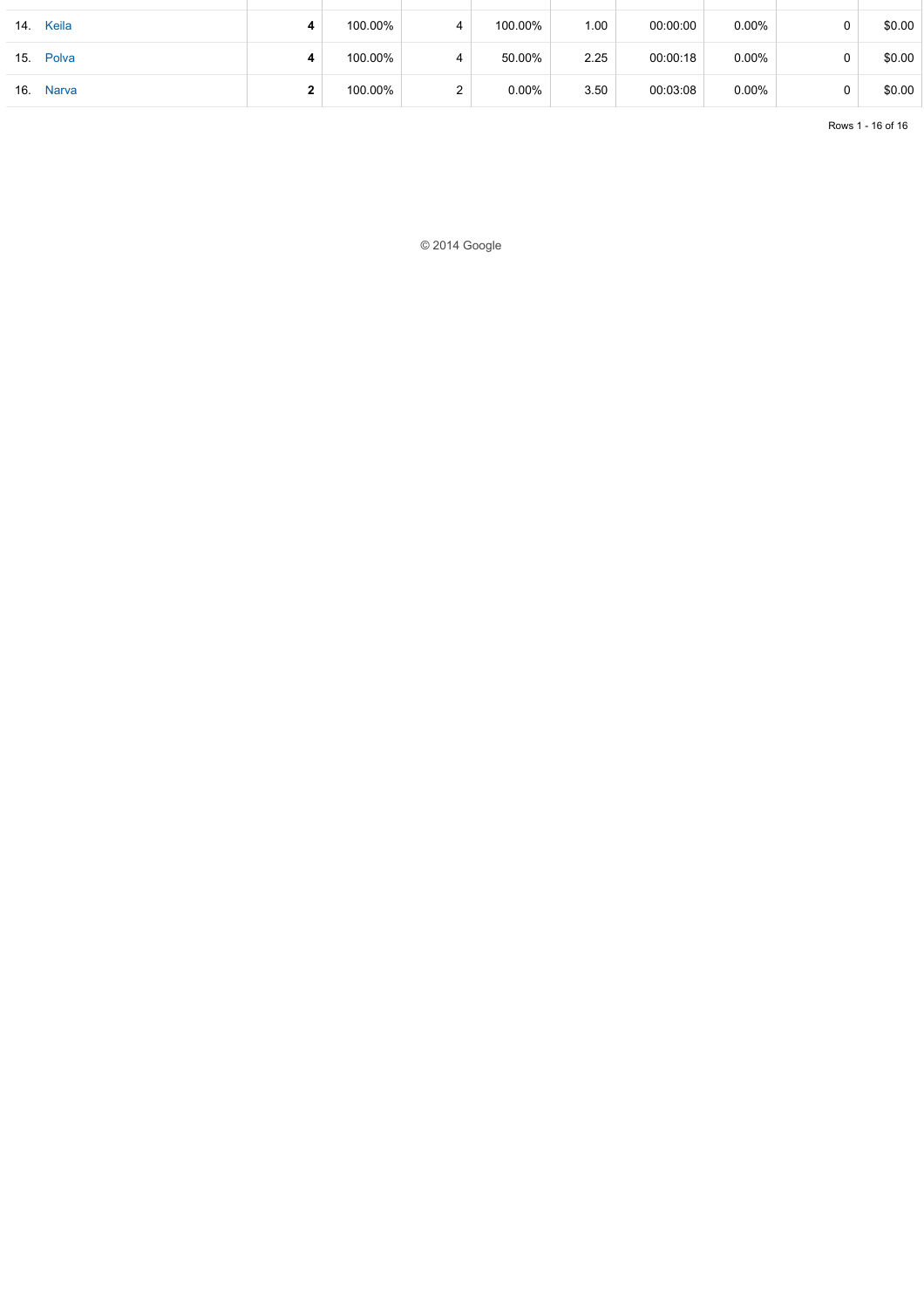| | | | | | | | | | |
|---|---|---|---|---|---|---|---|---|---|
| 14. | Keila | **4** | 100.00% | 4 | 100.00% | 1.00 | 00:00:00 | 0.00% | 0 | $0.00 |
| 15. | Polva | **4** | 100.00% | 4 | 50.00% | 2.25 | 00:00:18 | 0.00% | 0 | $0.00 |
| 16. | Narva | **2** | 100.00% | 2 | 0.00% | 3.50 | 00:03:08 | 0.00% | 0 | $0.00 |

Rows 1 - 16 of 16

© 2014 Google